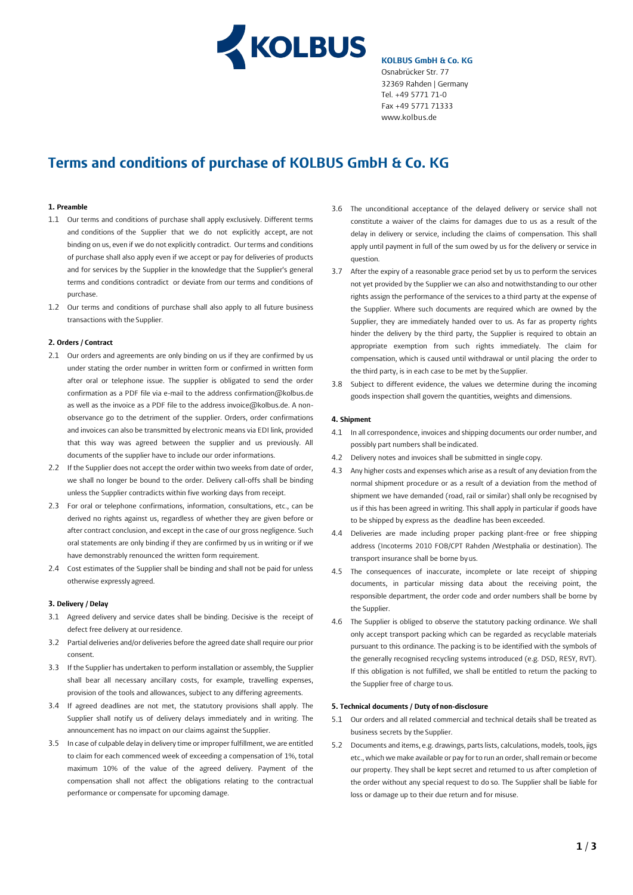**KOLBUS GmbH & Co. KG**
Osnabrücker Str. 77
32369 Rahden | Germany
Tel. +49 5771 71-0
Fax +49 5771 71333
www.kolbus.de

# Terms and conditions of purchase of KOLBUS GmbH & Co. KG

### 1. Preamble

1.1 Our terms and conditions of purchase shall apply exclusively. Different terms and conditions of the Supplier that we do not explicitly accept, are not binding on us, even if we do not explicitly contradict. Our terms and conditions of purchase shall also apply even if we accept or pay for deliveries of products and for services by the Supplier in the knowledge that the Supplier's general terms and conditions contradict or deviate from our terms and conditions of purchase.

1.2 Our terms and conditions of purchase shall also apply to all future business transactions with the Supplier.

### 2. Orders / Contract

2.1 Our orders and agreements are only binding on us if they are confirmed by us under stating the order number in written form or confirmed in written form after oral or telephone issue. The supplier is obligated to send the order confirmation as a PDF file via e-mail to the address confirmation@kolbus.de as well as the invoice as a PDF file to the address invoice@kolbus.de. A non-observance go to the detriment of the supplier. Orders, order confirmations and invoices can also be transmitted by electronic means via EDI link, provided that this way was agreed between the supplier and us previously. All documents of the supplier have to include our order informations.

2.2 If the Supplier does not accept the order within two weeks from date of order, we shall no longer be bound to the order. Delivery call-offs shall be binding unless the Supplier contradicts within five working days from receipt.

2.3 For oral or telephone confirmations, information, consultations, etc., can be derived no rights against us, regardless of whether they are given before or after contract conclusion, and except in the case of our gross negligence. Such oral statements are only binding if they are confirmed by us in writing or if we have demonstrably renounced the written form requirement.

2.4 Cost estimates of the Supplier shall be binding and shall not be paid for unless otherwise expressly agreed.

### 3. Delivery / Delay

3.1 Agreed delivery and service dates shall be binding. Decisive is the receipt of defect free delivery at our residence.

3.2 Partial deliveries and/or deliveries before the agreed date shall require our prior consent.

3.3 If the Supplier has undertaken to perform installation or assembly, the Supplier shall bear all necessary ancillary costs, for example, travelling expenses, provision of the tools and allowances, subject to any differing agreements.

3.4 If agreed deadlines are not met, the statutory provisions shall apply. The Supplier shall notify us of delivery delays immediately and in writing. The announcement has no impact on our claims against the Supplier.

3.5 In case of culpable delay in delivery time or improper fulfillment, we are entitled to claim for each commenced week of exceeding a compensation of 1%, total maximum 10% of the value of the agreed delivery. Payment of the compensation shall not affect the obligations relating to the contractual performance or compensate for upcoming damage.

3.6 The unconditional acceptance of the delayed delivery or service shall not constitute a waiver of the claims for damages due to us as a result of the delay in delivery or service, including the claims of compensation. This shall apply until payment in full of the sum owed by us for the delivery or service in question.

3.7 After the expiry of a reasonable grace period set by us to perform the services not yet provided by the Supplier we can also and notwithstanding to our other rights assign the performance of the services to a third party at the expense of the Supplier. Where such documents are required which are owned by the Supplier, they are immediately handed over to us. As far as property rights hinder the delivery by the third party, the Supplier is required to obtain an appropriate exemption from such rights immediately. The claim for compensation, which is caused until withdrawal or until placing the order to the third party, is in each case to be met by the Supplier.

3.8 Subject to different evidence, the values we determine during the incoming goods inspection shall govern the quantities, weights and dimensions.

### 4. Shipment

4.1 In all correspondence, invoices and shipping documents our order number, and possibly part numbers shall be indicated.

4.2 Delivery notes and invoices shall be submitted in single copy.

4.3 Any higher costs and expenses which arise as a result of any deviation from the normal shipment procedure or as a result of a deviation from the method of shipment we have demanded (road, rail or similar) shall only be recognised by us if this has been agreed in writing. This shall apply in particular if goods have to be shipped by express as the deadline has been exceeded.

4.4 Deliveries are made including proper packing plant-free or free shipping address (Incoterms 2010 FOB/CPT Rahden /Westphalia or destination). The transport insurance shall be borne by us.

4.5 The consequences of inaccurate, incomplete or late receipt of shipping documents, in particular missing data about the receiving point, the responsible department, the order code and order numbers shall be borne by the Supplier.

4.6 The Supplier is obliged to observe the statutory packing ordinance. We shall only accept transport packing which can be regarded as recyclable materials pursuant to this ordinance. The packing is to be identified with the symbols of the generally recognised recycling systems introduced (e.g. DSD, RESY, RVT). If this obligation is not fulfilled, we shall be entitled to return the packing to the Supplier free of charge to us.

### 5. Technical documents / Duty of non-disclosure

5.1 Our orders and all related commercial and technical details shall be treated as business secrets by the Supplier.

5.2 Documents and items, e.g. drawings, parts lists, calculations, models, tools, jigs etc., which we make available or pay for to run an order, shall remain or become our property. They shall be kept secret and returned to us after completion of the order without any special request to do so. The Supplier shall be liable for loss or damage up to their due return and for misuse.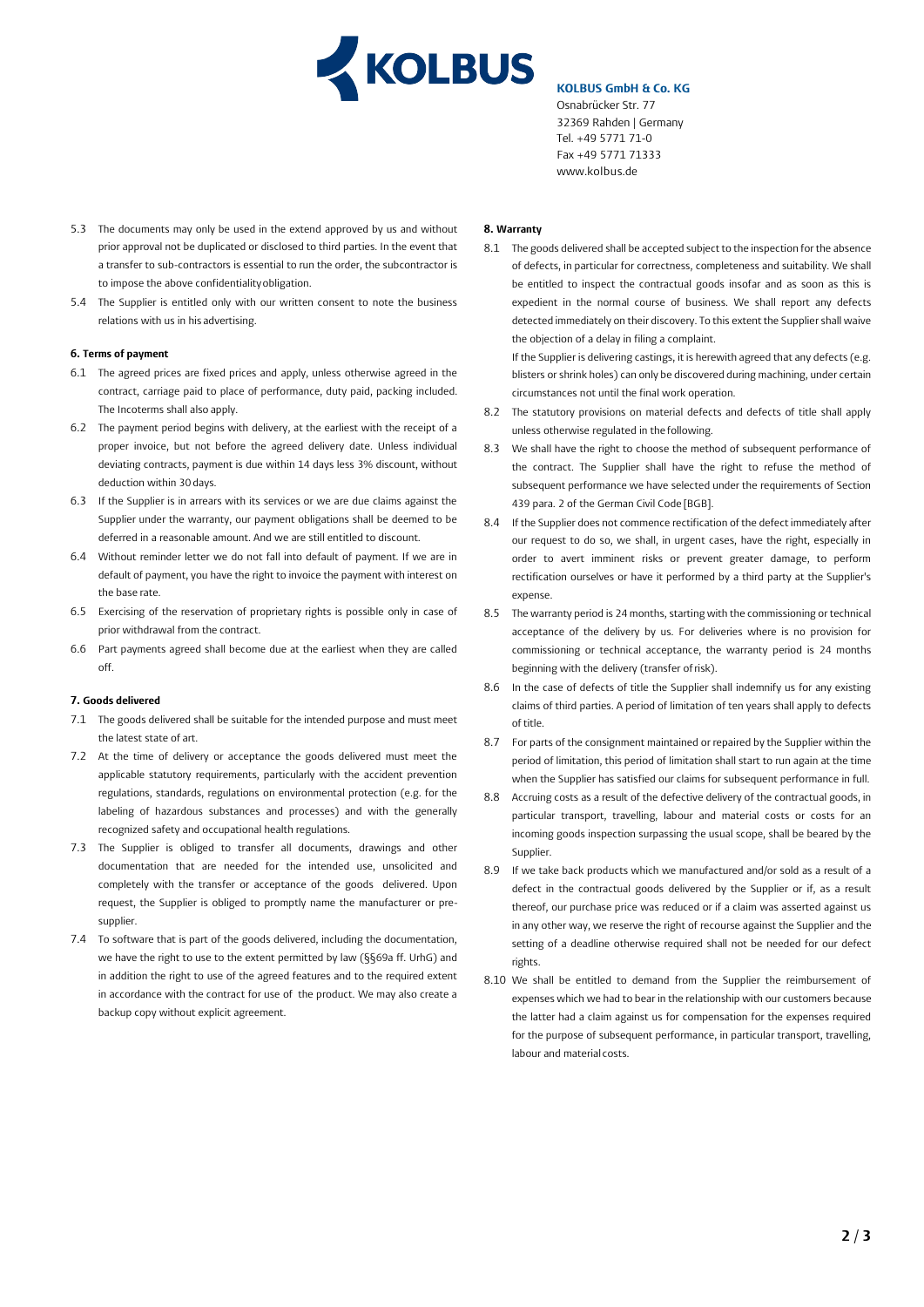5.3 The documents may only be used in the extend approved by us and without prior approval not be duplicated or disclosed to third parties. In the event that a transfer to sub-contractors is essential to run the order, the subcontractor is to impose the above confidentiality obligation.

5.4 The Supplier is entitled only with our written consent to note the business relations with us in his advertising.

#### 6. Terms of payment

6.1 The agreed prices are fixed prices and apply, unless otherwise agreed in the contract, carriage paid to place of performance, duty paid, packing included. The Incoterms shall also apply.

6.2 The payment period begins with delivery, at the earliest with the receipt of a proper invoice, but not before the agreed delivery date. Unless individual deviating contracts, payment is due within 14 days less 3% discount, without deduction within 30 days.

6.3 If the Supplier is in arrears with its services or we are due claims against the Supplier under the warranty, our payment obligations shall be deemed to be deferred in a reasonable amount. And we are still entitled to discount.

6.4 Without reminder letter we do not fall into default of payment. If we are in default of payment, you have the right to invoice the payment with interest on the base rate.

6.5 Exercising of the reservation of proprietary rights is possible only in case of prior withdrawal from the contract.

6.6 Part payments agreed shall become due at the earliest when they are called off.

#### 7. Goods delivered

7.1 The goods delivered shall be suitable for the intended purpose and must meet the latest state of art.

7.2 At the time of delivery or acceptance the goods delivered must meet the applicable statutory requirements, particularly with the accident prevention regulations, standards, regulations on environmental protection (e.g. for the labeling of hazardous substances and processes) and with the generally recognized safety and occupational health regulations.

7.3 The Supplier is obliged to transfer all documents, drawings and other documentation that are needed for the intended use, unsolicited and completely with the transfer or acceptance of the goods delivered. Upon request, the Supplier is obliged to promptly name the manufacturer or pre-supplier.

7.4 To software that is part of the goods delivered, including the documentation, we have the right to use to the extent permitted by law (§§69a ff. UrhG) and in addition the right to use of the agreed features and to the required extent in accordance with the contract for use of the product. We may also create a backup copy without explicit agreement.

#### 8. Warranty

8.1 The goods delivered shall be accepted subject to the inspection for the absence of defects, in particular for correctness, completeness and suitability. We shall be entitled to inspect the contractual goods insofar and as soon as this is expedient in the normal course of business. We shall report any defects detected immediately on their discovery. To this extent the Supplier shall waive the objection of a delay in filing a complaint.

If the Supplier is delivering castings, it is herewith agreed that any defects (e.g. blisters or shrink holes) can only be discovered during machining, under certain circumstances not until the final work operation.

8.2 The statutory provisions on material defects and defects of title shall apply unless otherwise regulated in the following.

8.3 We shall have the right to choose the method of subsequent performance of the contract. The Supplier shall have the right to refuse the method of subsequent performance we have selected under the requirements of Section 439 para. 2 of the German Civil Code [BGB].

8.4 If the Supplier does not commence rectification of the defect immediately after our request to do so, we shall, in urgent cases, have the right, especially in order to avert imminent risks or prevent greater damage, to perform rectification ourselves or have it performed by a third party at the Supplier's expense.

8.5 The warranty period is 24 months, starting with the commissioning or technical acceptance of the delivery by us. For deliveries where is no provision for commissioning or technical acceptance, the warranty period is 24 months beginning with the delivery (transfer of risk).

8.6 In the case of defects of title the Supplier shall indemnify us for any existing claims of third parties. A period of limitation of ten years shall apply to defects of title.

8.7 For parts of the consignment maintained or repaired by the Supplier within the period of limitation, this period of limitation shall start to run again at the time when the Supplier has satisfied our claims for subsequent performance in full.

8.8 Accruing costs as a result of the defective delivery of the contractual goods, in particular transport, travelling, labour and material costs or costs for an incoming goods inspection surpassing the usual scope, shall be beared by the Supplier.

8.9 If we take back products which we manufactured and/or sold as a result of a defect in the contractual goods delivered by the Supplier or if, as a result thereof, our purchase price was reduced or if a claim was asserted against us in any other way, we reserve the right of recourse against the Supplier and the setting of a deadline otherwise required shall not be needed for our defect rights.

8.10 We shall be entitled to demand from the Supplier the reimbursement of expenses which we had to bear in the relationship with our customers because the latter had a claim against us for compensation for the expenses required for the purpose of subsequent performance, in particular transport, travelling, labour and material costs.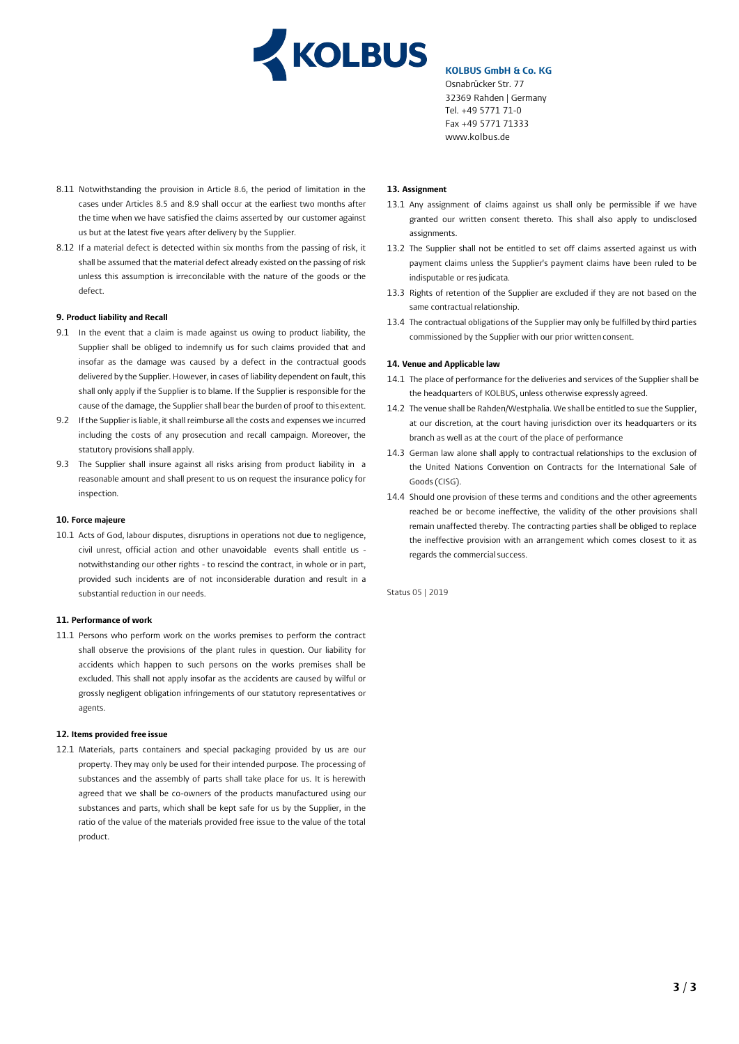8.11 Notwithstanding the provision in Article 8.6, the period of limitation in the cases under Articles 8.5 and 8.9 shall occur at the earliest two months after the time when we have satisfied the claims asserted by our customer against us but at the latest five years after delivery by the Supplier.

8.12 If a material defect is detected within six months from the passing of risk, it shall be assumed that the material defect already existed on the passing of risk unless this assumption is irreconcilable with the nature of the goods or the defect.

### 9. Product liability and Recall

9.1 In the event that a claim is made against us owing to product liability, the Supplier shall be obliged to indemnify us for such claims provided that and insofar as the damage was caused by a defect in the contractual goods delivered by the Supplier. However, in cases of liability dependent on fault, this shall only apply if the Supplier is to blame. If the Supplier is responsible for the cause of the damage, the Supplier shall bear the burden of proof to this extent.

9.2 If the Supplier is liable, it shall reimburse all the costs and expenses we incurred including the costs of any prosecution and recall campaign. Moreover, the statutory provisions shall apply.

9.3 The Supplier shall insure against all risks arising from product liability in a reasonable amount and shall present to us on request the insurance policy for inspection.

### 10. Force majeure

10.1 Acts of God, labour disputes, disruptions in operations not due to negligence, civil unrest, official action and other unavoidable events shall entitle us - notwithstanding our other rights - to rescind the contract, in whole or in part, provided such incidents are of not inconsiderable duration and result in a substantial reduction in our needs.

### 11. Performance of work

11.1 Persons who perform work on the works premises to perform the contract shall observe the provisions of the plant rules in question. Our liability for accidents which happen to such persons on the works premises shall be excluded. This shall not apply insofar as the accidents are caused by wilful or grossly negligent obligation infringements of our statutory representatives or agents.

### 12. Items provided free issue

12.1 Materials, parts containers and special packaging provided by us are our property. They may only be used for their intended purpose. The processing of substances and the assembly of parts shall take place for us. It is herewith agreed that we shall be co-owners of the products manufactured using our substances and parts, which shall be kept safe for us by the Supplier, in the ratio of the value of the materials provided free issue to the value of the total product.

### 13. Assignment

13.1 Any assignment of claims against us shall only be permissible if we have granted our written consent thereto. This shall also apply to undisclosed assignments.

13.2 The Supplier shall not be entitled to set off claims asserted against us with payment claims unless the Supplier's payment claims have been ruled to be indisputable or res judicata.

13.3 Rights of retention of the Supplier are excluded if they are not based on the same contractual relationship.

13.4 The contractual obligations of the Supplier may only be fulfilled by third parties commissioned by the Supplier with our prior written consent.

### 14. Venue and Applicable law

14.1 The place of performance for the deliveries and services of the Supplier shall be the headquarters of KOLBUS, unless otherwise expressly agreed.

14.2 The venue shall be Rahden/Westphalia. We shall be entitled to sue the Supplier, at our discretion, at the court having jurisdiction over its headquarters or its branch as well as at the court of the place of performance

14.3 German law alone shall apply to contractual relationships to the exclusion of the United Nations Convention on Contracts for the International Sale of Goods (CISG).

14.4 Should one provision of these terms and conditions and the other agreements reached be or become ineffective, the validity of the other provisions shall remain unaffected thereby. The contracting parties shall be obliged to replace the ineffective provision with an arrangement which comes closest to it as regards the commercial success.

Status 05 | 2019